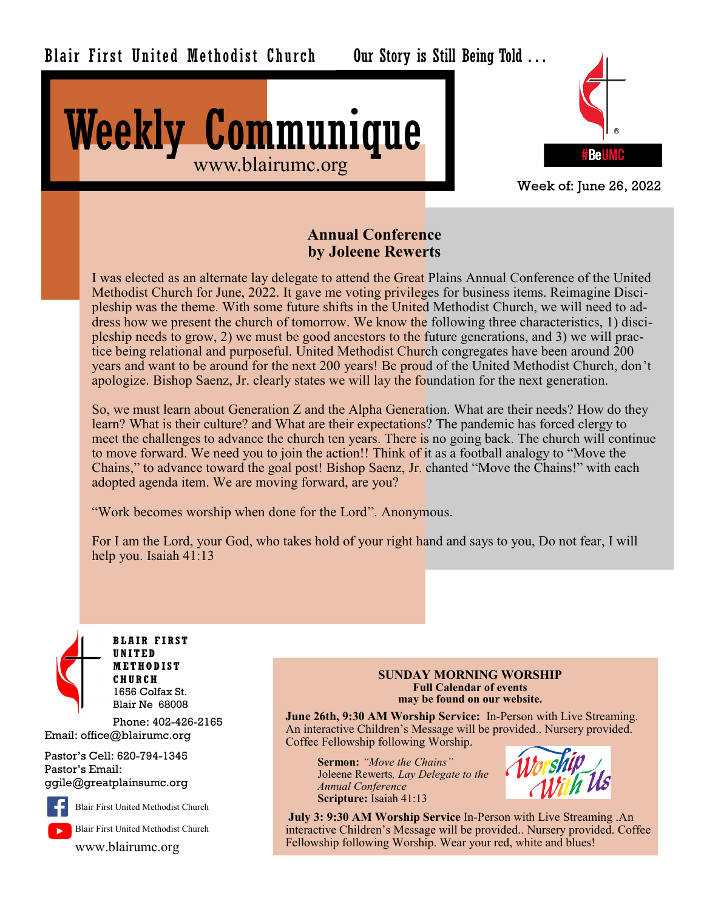Blair First United Methodist Church Our Story is Still Being Told . . .

# Weekly Communique

www.blairumc.org

#BeUMC

Week of: June 26, 2022

## Annual Conference
## by Joleene Rewerts

I was elected as an alternate lay delegate to attend the Great Plains Annual Conference of the United Methodist Church for June, 2022. It gave me voting privileges for business items. Reimagine Discipleship was the theme. With some future shifts in the United Methodist Church, we will need to address how we present the church of tomorrow. We know the following three characteristics, 1) discipleship needs to grow, 2) we must be good ancestors to the future generations, and 3) we will practice being relational and purposeful. United Methodist Church congregates have been around 200 years and want to be around for the next 200 years! Be proud of the United Methodist Church, don't apologize. Bishop Saenz, Jr. clearly states we will lay the foundation for the next generation.

So, we must learn about Generation Z and the Alpha Generation. What are their needs? How do they learn? What is their culture? and What are their expectations? The pandemic has forced clergy to meet the challenges to advance the church ten years. There is no going back. The church will continue to move forward. We need you to join the action!! Think of it as a football analogy to "Move the Chains," to advance toward the goal post! Bishop Saenz, Jr. chanted "Move the Chains!" with each adopted agenda item. We are moving forward, are you?

"Work becomes worship when done for the Lord". Anonymous.

For I am the Lord, your God, who takes hold of your right hand and says to you, Do not fear, I will help you. Isaiah 41:13

**BLAIR FIRST UNITED METHODIST CHURCH**
1656 Colfax St.
Blair Ne 68008

Phone: 402-426-2165
Email: office@blairumc.org

Pastor's Cell: 620-794-1345
Pastor's Email:
ggile@greatplainsumc.org

Blair First United Methodist Church (Facebook)
Blair First United Methodist Church (YouTube)
www.blairumc.org

**SUNDAY MORNING WORSHIP**
**Full Calendar of events may be found on our website.**

**June 26th, 9:30 AM Worship Service:** In-Person with Live Streaming. An interactive Children's Message will be provided.. Nursery provided. Coffee Fellowship following Worship.

**Sermon:** *"Move the Chains"*
Joleene Rewerts*, Lay Delegate to the Annual Conference*
**Scripture:** Isaiah 41:13

Worship With Us

**July 3: 9:30 AM Worship Service** In-Person with Live Streaming .An interactive Children's Message will be provided.. Nursery provided. Coffee Fellowship following Worship. Wear your red, white and blues!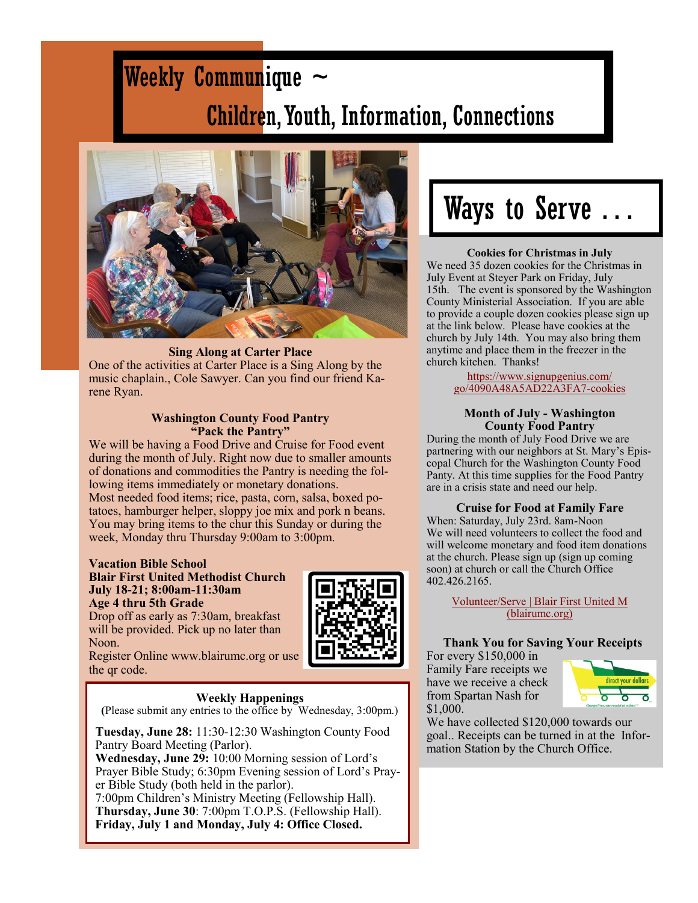# Weekly Communique ~

## Children, Youth, Information, Connections

**Sing Along at Carter Place**

One of the activities at Carter Place is a Sing Along by the music chaplain., Cole Sawyer. Can you find our friend Karene Ryan.

**Washington County Food Pantry "Pack the Pantry"**

We will be having a Food Drive and Cruise for Food event during the month of July. Right now due to smaller amounts of donations and commodities the Pantry is needing the following items immediately or monetary donations.

Most needed food items; rice, pasta, corn, salsa, boxed potatoes, hamburger helper, sloppy joe mix and pork n beans. You may bring items to the chur this Sunday or during the week, Monday thru Thursday 9:00am to 3:00pm.

**Vacation Bible School**
**Blair First United Methodist Church**
**July 18-21; 8:00am-11:30am**
**Age 4 thru 5th Grade**

Drop off as early as 7:30am, breakfast will be provided. Pick up no later than Noon.

Register Online www.blairumc.org or use the qr code.

**Weekly Happenings**

(Please submit any entries to the office by Wednesday, 3:00pm.)

**Tuesday, June 28:** 11:30-12:30 Washington County Food Pantry Board Meeting (Parlor).

**Wednesday, June 29:** 10:00 Morning session of Lord's Prayer Bible Study; 6:30pm Evening session of Lord's Prayer Bible Study (both held in the parlor).

7:00pm Children's Ministry Meeting (Fellowship Hall).

**Thursday, June 30**: 7:00pm T.O.P.S. (Fellowship Hall).

**Friday, July 1 and Monday, July 4: Office Closed.**

# Ways to Serve . . .

**Cookies for Christmas in July**

We need 35 dozen cookies for the Christmas in July Event at Steyer Park on Friday, July 15th. The event is sponsored by the Washington County Ministerial Association. If you are able to provide a couple dozen cookies please sign up at the link below. Please have cookies at the church by July 14th. You may also bring them anytime and place them in the freezer in the church kitchen. Thanks!

https://www.signupgenius.com/go/4090A48A5AD22A3FA7-cookies

**Month of July - Washington County Food Pantry**

During the month of July Food Drive we are partnering with our neighbors at St. Mary's Episcopal Church for the Washington County Food Panty. At this time supplies for the Food Pantry are in a crisis state and need our help.

**Cruise for Food at Family Fare**

When: Saturday, July 23rd. 8am-Noon

We will need volunteers to collect the food and will welcome monetary and food item donations at the church. Please sign up (sign up coming soon) at church or call the Church Office 402.426.2165.

Volunteer/Serve | Blair First United M (blairumc.org)

**Thank You for Saving Your Receipts**

For every $150,000 in Family Fare receipts we have we receive a check from Spartan Nash for $1,000.

We have collected $120,000 towards our goal.. Receipts can be turned in at the Information Station by the Church Office.